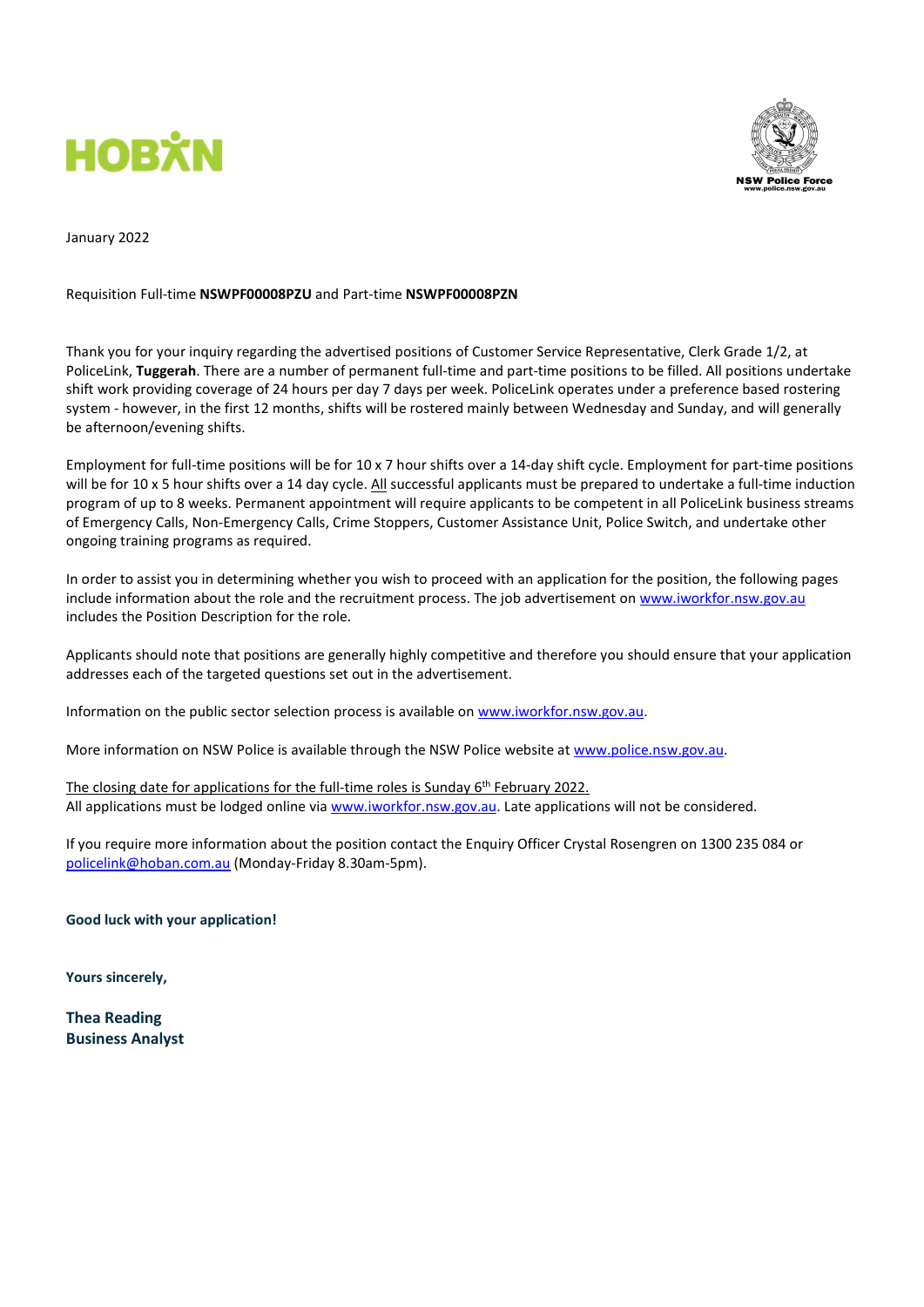January 2022

Requisition Full-time **NSWPF00008PZU** and Part-time **NSWPF00008PZN**

Thank you for your inquiry regarding the advertised positions of Customer Service Representative, Clerk Grade 1/2, at PoliceLink, **Tuggerah**. There are a number of permanent full-time and part-time positions to be filled. All positions undertake shift work providing coverage of 24 hours per day 7 days per week. PoliceLink operates under a preference based rostering system - however, in the first 12 months, shifts will be rostered mainly between Wednesday and Sunday, and will generally be afternoon/evening shifts.

Employment for full-time positions will be for 10 x 7 hour shifts over a 14-day shift cycle. Employment for part-time positions will be for 10 x 5 hour shifts over a 14 day cycle. All successful applicants must be prepared to undertake a full-time induction program of up to 8 weeks. Permanent appointment will require applicants to be competent in all PoliceLink business streams of Emergency Calls, Non-Emergency Calls, Crime Stoppers, Customer Assistance Unit, Police Switch, and undertake other ongoing training programs as required.

In order to assist you in determining whether you wish to proceed with an application for the position, the following pages include information about the role and the recruitment process. The job advertisement on www.iworkfor.nsw.gov.au includes the Position Description for the role.

Applicants should note that positions are generally highly competitive and therefore you should ensure that your application addresses each of the targeted questions set out in the advertisement.

Information on the public sector selection process is available on www.iworkfor.nsw.gov.au.

More information on NSW Police is available through the NSW Police website at www.police.nsw.gov.au.

The closing date for applications for the full-time roles is Sunday 6th February 2022.
All applications must be lodged online via www.iworkfor.nsw.gov.au. Late applications will not be considered.

If you require more information about the position contact the Enquiry Officer Crystal Rosengren on 1300 235 084 or policelink@hoban.com.au (Monday-Friday 8.30am-5pm).

**Good luck with your application!**

**Yours sincerely,**

**Thea Reading**
**Business Analyst**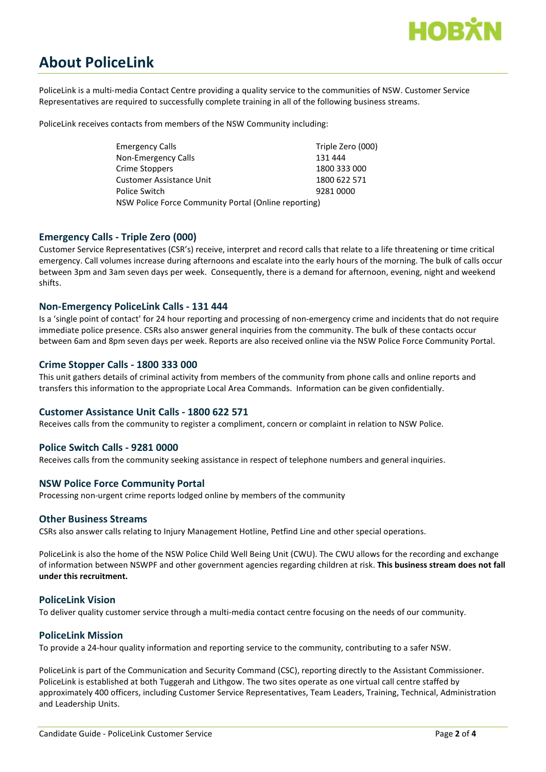# About PoliceLink

PoliceLink is a multi-media Contact Centre providing a quality service to the communities of NSW. Customer Service Representatives are required to successfully complete training in all of the following business streams.

PoliceLink receives contacts from members of the NSW Community including:

| | |
|---|---|
| Emergency Calls | Triple Zero (000) |
| Non-Emergency Calls | 131 444 |
| Crime Stoppers | 1800 333 000 |
| Customer Assistance Unit | 1800 622 571 |
| Police Switch | 9281 0000 |
| NSW Police Force Community Portal (Online reporting) | |

## Emergency Calls - Triple Zero (000)

Customer Service Representatives (CSR's) receive, interpret and record calls that relate to a life threatening or time critical emergency. Call volumes increase during afternoons and escalate into the early hours of the morning. The bulk of calls occur between 3pm and 3am seven days per week. Consequently, there is a demand for afternoon, evening, night and weekend shifts.

## Non-Emergency PoliceLink Calls - 131 444

Is a 'single point of contact' for 24 hour reporting and processing of non-emergency crime and incidents that do not require immediate police presence. CSRs also answer general inquiries from the community. The bulk of these contacts occur between 6am and 8pm seven days per week. Reports are also received online via the NSW Police Force Community Portal.

## Crime Stopper Calls - 1800 333 000

This unit gathers details of criminal activity from members of the community from phone calls and online reports and transfers this information to the appropriate Local Area Commands. Information can be given confidentially.

## Customer Assistance Unit Calls - 1800 622 571

Receives calls from the community to register a compliment, concern or complaint in relation to NSW Police.

## Police Switch Calls - 9281 0000

Receives calls from the community seeking assistance in respect of telephone numbers and general inquiries.

## NSW Police Force Community Portal

Processing non-urgent crime reports lodged online by members of the community

## Other Business Streams

CSRs also answer calls relating to Injury Management Hotline, Petfind Line and other special operations.

PoliceLink is also the home of the NSW Police Child Well Being Unit (CWU). The CWU allows for the recording and exchange of information between NSWPF and other government agencies regarding children at risk. **This business stream does not fall under this recruitment.**

## PoliceLink Vision

To deliver quality customer service through a multi-media contact centre focusing on the needs of our community.

## PoliceLink Mission

To provide a 24-hour quality information and reporting service to the community, contributing to a safer NSW.

PoliceLink is part of the Communication and Security Command (CSC), reporting directly to the Assistant Commissioner. PoliceLink is established at both Tuggerah and Lithgow. The two sites operate as one virtual call centre staffed by approximately 400 officers, including Customer Service Representatives, Team Leaders, Training, Technical, Administration and Leadership Units.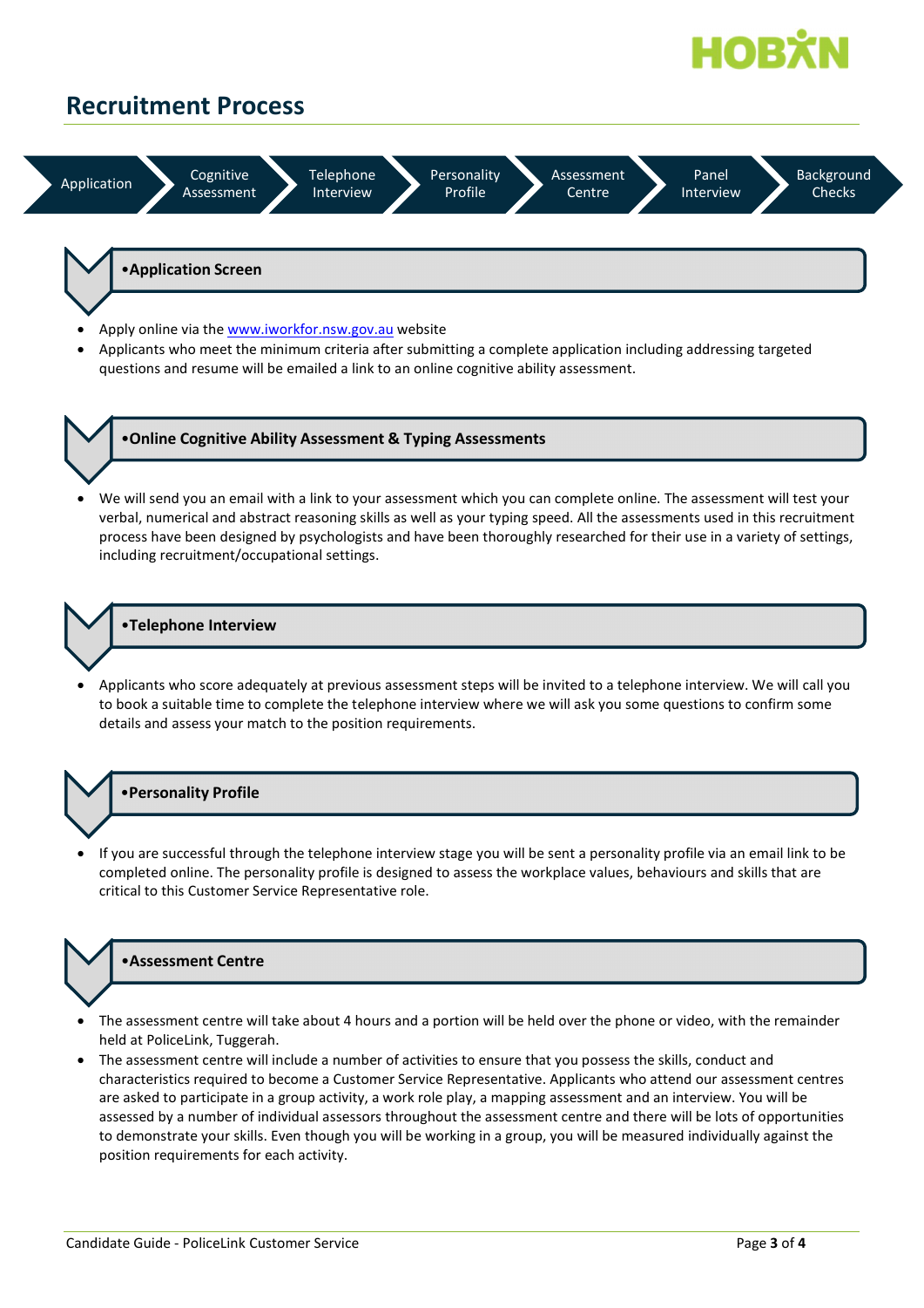## Recruitment Process

Application → Cognitive Assessment → Telephone Interview → Personality Profile → Assessment Centre → Panel Interview → Background Checks

### •Application Screen

- Apply online via the [www.iworkfor.nsw.gov.au](http://www.iworkfor.nsw.gov.au) website
- Applicants who meet the minimum criteria after submitting a complete application including addressing targeted questions and resume will be emailed a link to an online cognitive ability assessment.

### •Online Cognitive Ability Assessment & Typing Assessments

- We will send you an email with a link to your assessment which you can complete online. The assessment will test your verbal, numerical and abstract reasoning skills as well as your typing speed. All the assessments used in this recruitment process have been designed by psychologists and have been thoroughly researched for their use in a variety of settings, including recruitment/occupational settings.

### •Telephone Interview

- Applicants who score adequately at previous assessment steps will be invited to a telephone interview. We will call you to book a suitable time to complete the telephone interview where we will ask you some questions to confirm some details and assess your match to the position requirements.

### •Personality Profile

- If you are successful through the telephone interview stage you will be sent a personality profile via an email link to be completed online. The personality profile is designed to assess the workplace values, behaviours and skills that are critical to this Customer Service Representative role.

### •Assessment Centre

- The assessment centre will take about 4 hours and a portion will be held over the phone or video, with the remainder held at PoliceLink, Tuggerah.
- The assessment centre will include a number of activities to ensure that you possess the skills, conduct and characteristics required to become a Customer Service Representative. Applicants who attend our assessment centres are asked to participate in a group activity, a work role play, a mapping assessment and an interview. You will be assessed by a number of individual assessors throughout the assessment centre and there will be lots of opportunities to demonstrate your skills. Even though you will be working in a group, you will be measured individually against the position requirements for each activity.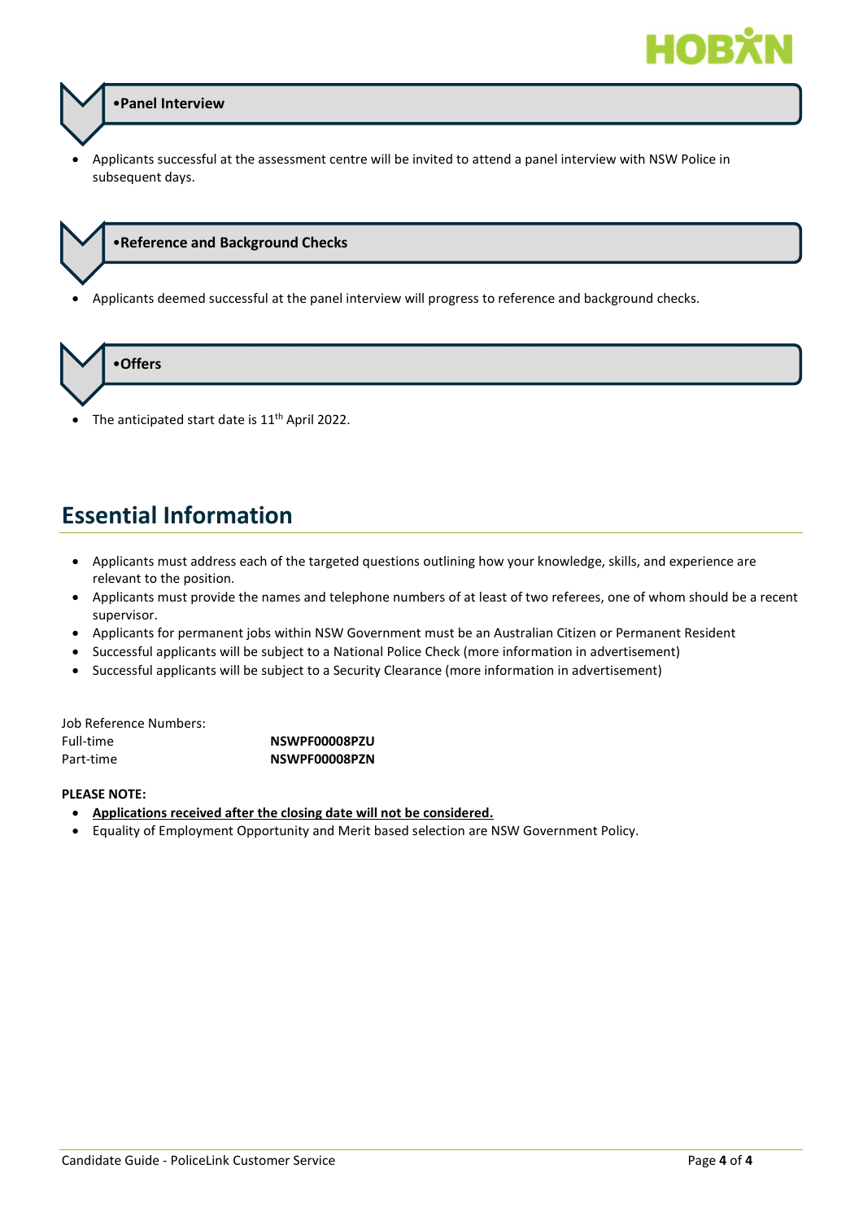**•Panel Interview**

- Applicants successful at the assessment centre will be invited to attend a panel interview with NSW Police in subsequent days.

**•Reference and Background Checks**

- Applicants deemed successful at the panel interview will progress to reference and background checks.

**•Offers**

- The anticipated start date is 11th April 2022.

## Essential Information

- Applicants must address each of the targeted questions outlining how your knowledge, skills, and experience are relevant to the position.
- Applicants must provide the names and telephone numbers of at least of two referees, one of whom should be a recent supervisor.
- Applicants for permanent jobs within NSW Government must be an Australian Citizen or Permanent Resident
- Successful applicants will be subject to a National Police Check (more information in advertisement)
- Successful applicants will be subject to a Security Clearance (more information in advertisement)

Job Reference Numbers:

| | |
|---|---|
| Full-time | **NSWPF00008PZU** |
| Part-time | **NSWPF00008PZN** |

**PLEASE NOTE:**

- **Applications received after the closing date will not be considered.**
- Equality of Employment Opportunity and Merit based selection are NSW Government Policy.